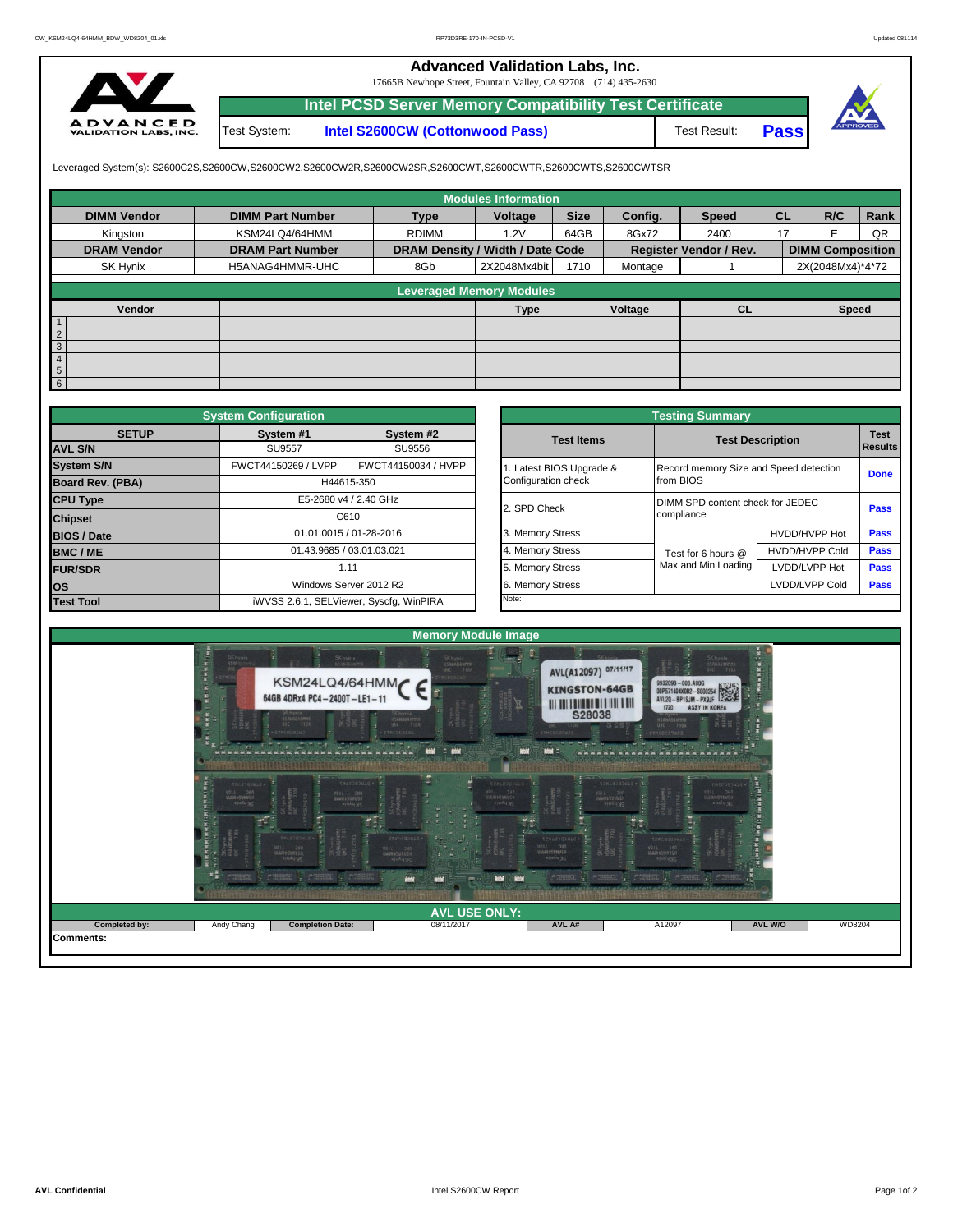# Advanced Validation Labs, Inc.

17665B Newhope Street, Fountain Valley, CA 92708 (714) 435-2630

## Intel PCSD Server Memory Compatibility Test Certificate

| Test System: | Intel S2600CW (Cottonwood Pass) | Test Result: | Pass |
|---|---|---|---|

Leveraged System(s): S2600C2S,S2600CW,S2600CW2,S2600CW2R,S2600CW2SR,S2600CWT,S2600CWTR,S2600CWTS,S2600CWTSR

### Modules Information

| DIMM Vendor | DIMM Part Number | Type | Voltage | Size | Config. | Speed | CL | R/C | Rank |
|---|---|---|---|---|---|---|---|---|---|
| Kingston | KSM24LQ4/64HMM | RDIMM | 1.2V | 64GB | 8Gx72 | 2400 | 17 | E | QR |
| **DRAM Vendor** | **DRAM Part Number** | **DRAM Density / Width / Date Code** | | | **Register Vendor / Rev.** | | **DIMM Composition** | | |
| SK Hynix | H5ANAG4HMMR-UHC | 8Gb | 2X2048Mx4bit | 1710 | Montage | 1 | 2X(2048Mx4)*4*72 | | |

### Leveraged Memory Modules

| | Vendor | | Type | Voltage | CL | Speed |
|---|---|---|---|---|---|---|
| 1 | | | | | | |
| 2 | | | | | | |
| 3 | | | | | | |
| 4 | | | | | | |
| 5 | | | | | | |
| 6 | | | | | | |

### System Configuration

| SETUP | System #1 | System #2 |
|---|---|---|
| AVL S/N | SU9557 | SU9556 |
| System S/N | FWCT44150269 / LVPP | FWCT44150034 / HVPP |
| Board Rev. (PBA) | H44615-350 | |
| CPU Type | E5-2680 v4 / 2.40 GHz | |
| Chipset | C610 | |
| BIOS / Date | 01.01.0015 / 01-28-2016 | |
| BMC / ME | 01.43.9685 / 03.01.03.021 | |
| FUR/SDR | 1.11 | |
| OS | Windows Server 2012 R2 | |
| Test Tool | iWVSS 2.6.1, SELViewer, Syscfg, WinPIRA | |

### Testing Summary

| Test Items | Test Description | | Test Results |
|---|---|---|---|
| 1. Latest BIOS Upgrade & Configuration check | Record memory Size and Speed detection from BIOS | | Done |
| 2. SPD Check | DIMM SPD content check for JEDEC compliance | | Pass |
| 3. Memory Stress | Test for 6 hours @ Max and Min Loading | HVDD/HVPP Hot | Pass |
| 4. Memory Stress | | HVDD/HVPP Cold | Pass |
| 5. Memory Stress | | LVDD/LVPP Hot | Pass |
| 6. Memory Stress | | LVDD/LVPP Cold | Pass |
| Note: | | | |

### Memory Module Image

### AVL USE ONLY:

| Completed by: | Andy Chang | Completion Date: | 08/11/2017 | AVL A# | A12097 | AVL W/O | WD8204 |
|---|---|---|---|---|---|---|---|

**Comments:**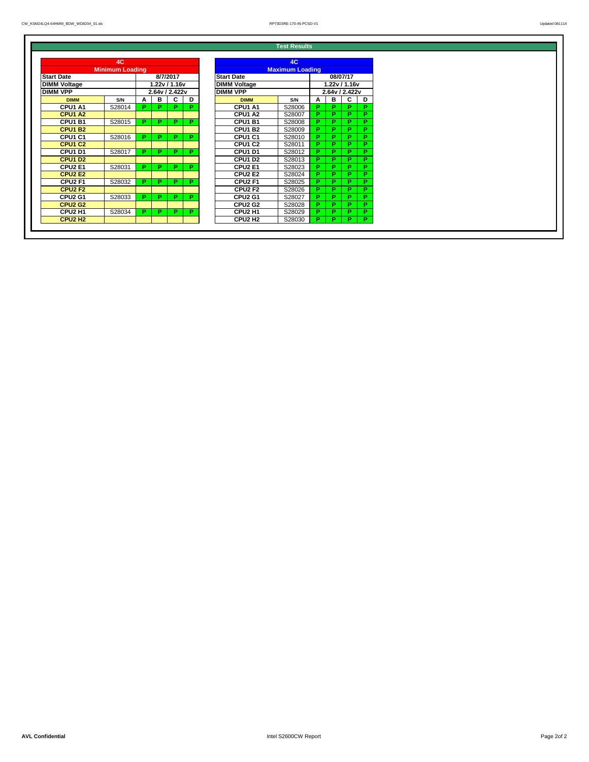## Test Results

| 4C Minimum Loading | | | | | |
|---|---|---|---|---|---|
| Start Date | | 8/7/2017 | | | |
| DIMM Voltage | | 1.22v / 1.16v | | | |
| DIMM VPP | | 2.64v / 2.422v | | | |
| DIMM | S/N | A | B | C | D |
| CPU1 A1 | S28014 | P | P | P | P |
| CPU1 A2 | | | | | |
| CPU1 B1 | S28015 | P | P | P | P |
| CPU1 B2 | | | | | |
| CPU1 C1 | S28016 | P | P | P | P |
| CPU1 C2 | | | | | |
| CPU1 D1 | S28017 | P | P | P | P |
| CPU1 D2 | | | | | |
| CPU2 E1 | S28031 | P | P | P | P |
| CPU2 E2 | | | | | |
| CPU2 F1 | S28032 | P | P | P | P |
| CPU2 F2 | | | | | |
| CPU2 G1 | S28033 | P | P | P | P |
| CPU2 G2 | | | | | |
| CPU2 H1 | S28034 | P | P | P | P |
| CPU2 H2 | | | | | |

| 4C Maximum Loading | | | | | |
|---|---|---|---|---|---|
| Start Date | | 08/07/17 | | | |
| DIMM Voltage | | 1.22v / 1.16v | | | |
| DIMM VPP | | 2.64v / 2.422v | | | |
| DIMM | S/N | A | B | C | D |
| CPU1 A1 | S28006 | P | P | P | P |
| CPU1 A2 | S28007 | P | P | P | P |
| CPU1 B1 | S28008 | P | P | P | P |
| CPU1 B2 | S28009 | P | P | P | P |
| CPU1 C1 | S28010 | P | P | P | P |
| CPU1 C2 | S28011 | P | P | P | P |
| CPU1 D1 | S28012 | P | P | P | P |
| CPU1 D2 | S28013 | P | P | P | P |
| CPU2 E1 | S28023 | P | P | P | P |
| CPU2 E2 | S28024 | P | P | P | P |
| CPU2 F1 | S28025 | P | P | P | P |
| CPU2 F2 | S28026 | P | P | P | P |
| CPU2 G1 | S28027 | P | P | P | P |
| CPU2 G2 | S28028 | P | P | P | P |
| CPU2 H1 | S28029 | P | P | P | P |
| CPU2 H2 | S28030 | P | P | P | P |